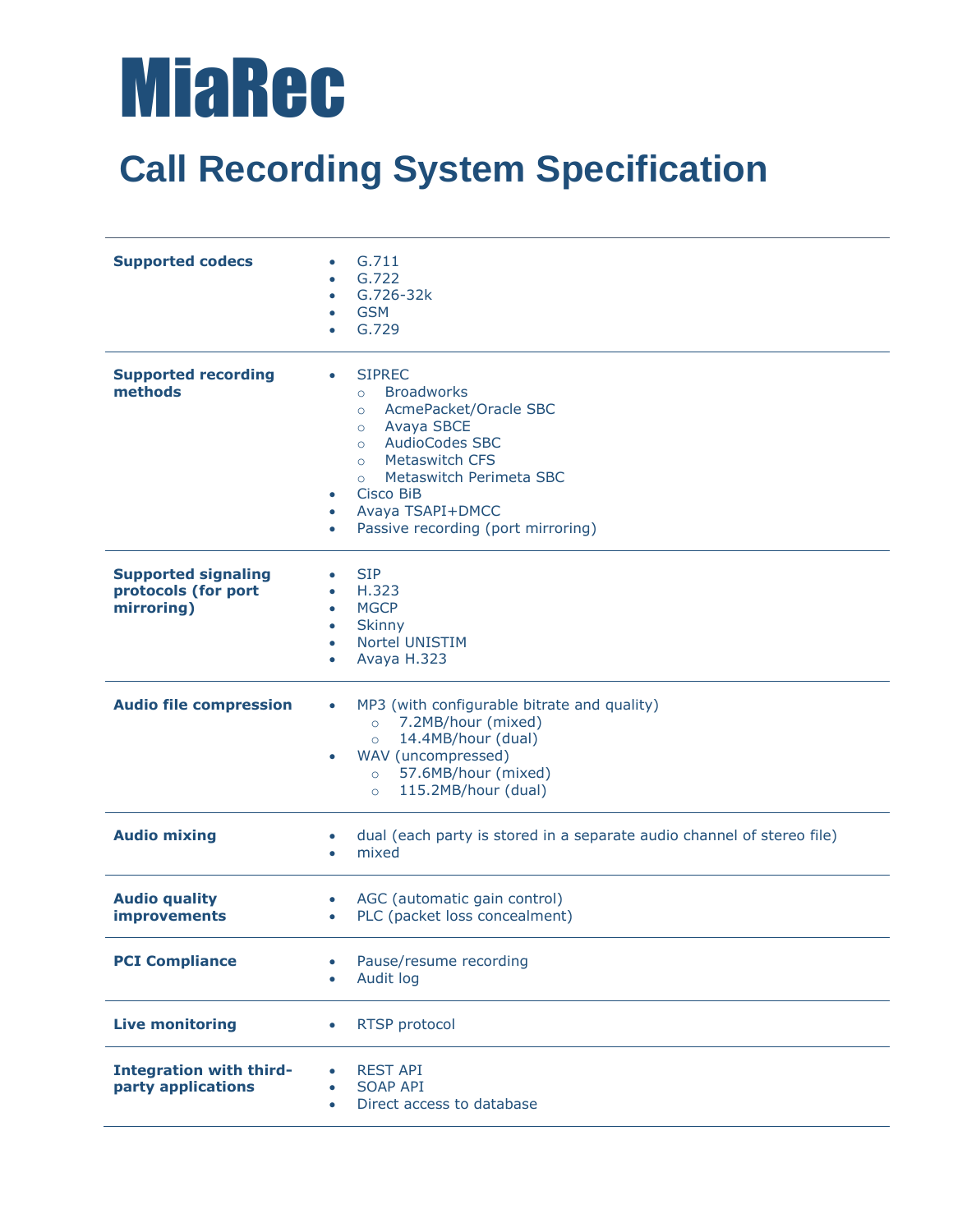# MiaRec

# Call Recording System Specification

| | |
|---|---|
| **Supported codecs** | • G.711<br>• G.722<br>• G.726-32k<br>• GSM<br>• G.729 |
| **Supported recording methods** | • SIPREC<br>  ○ Broadworks<br>  ○ AcmePacket/Oracle SBC<br>  ○ Avaya SBCE<br>  ○ AudioCodes SBC<br>  ○ Metaswitch CFS<br>  ○ Metaswitch Perimeta SBC<br>• Cisco BiB<br>• Avaya TSAPI+DMCC<br>• Passive recording (port mirroring) |
| **Supported signaling protocols (for port mirroring)** | • SIP<br>• H.323<br>• MGCP<br>• Skinny<br>• Nortel UNISTIM<br>• Avaya H.323 |
| **Audio file compression** | • MP3 (with configurable bitrate and quality)<br>  ○ 7.2MB/hour (mixed)<br>  ○ 14.4MB/hour (dual)<br>• WAV (uncompressed)<br>  ○ 57.6MB/hour (mixed)<br>  ○ 115.2MB/hour (dual) |
| **Audio mixing** | • dual (each party is stored in a separate audio channel of stereo file)<br>• mixed |
| **Audio quality improvements** | • AGC (automatic gain control)<br>• PLC (packet loss concealment) |
| **PCI Compliance** | • Pause/resume recording<br>• Audit log |
| **Live monitoring** | • RTSP protocol |
| **Integration with third-party applications** | • REST API<br>• SOAP API<br>• Direct access to database |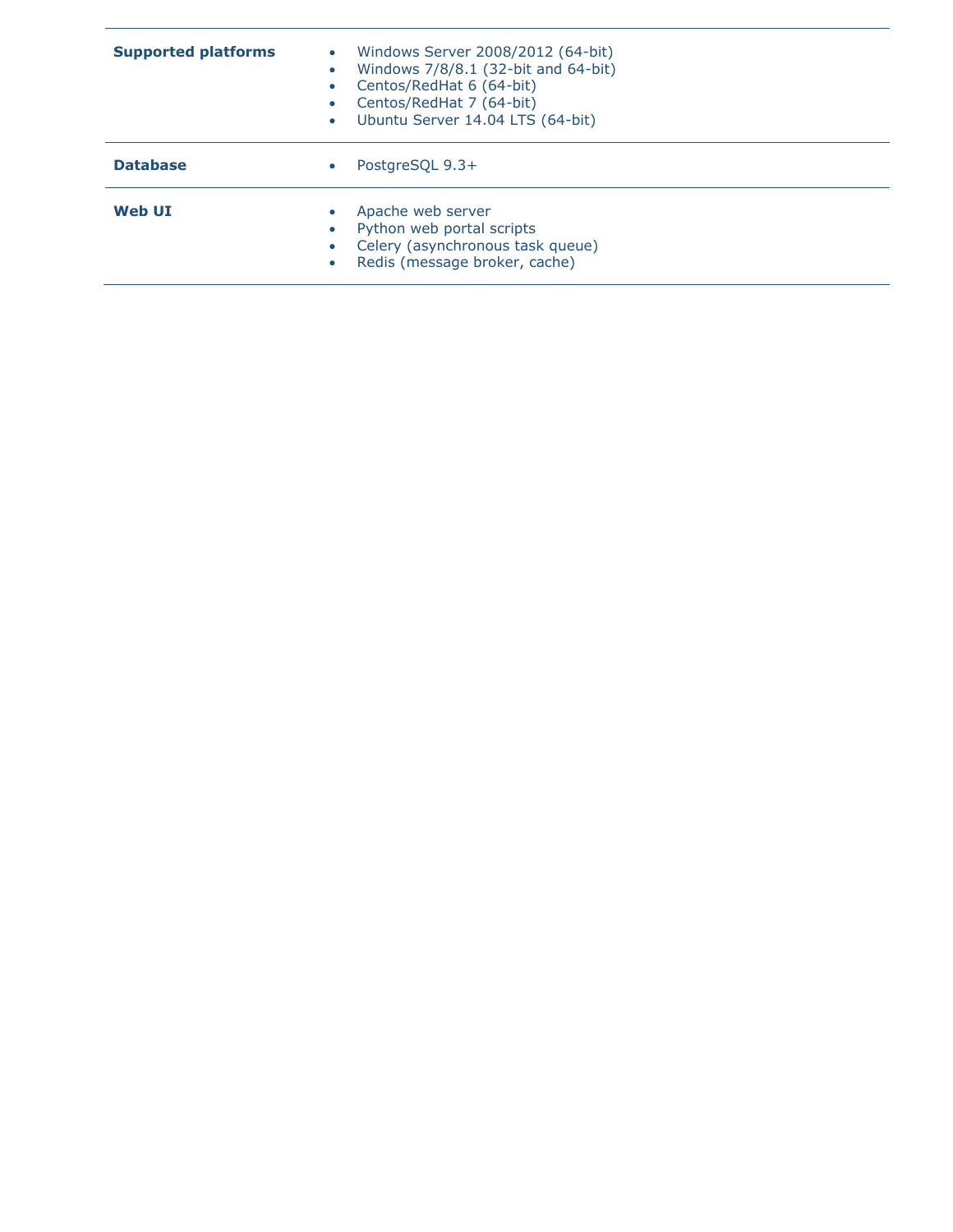| | |
|---|---|
| **Supported platforms** | • Windows Server 2008/2012 (64-bit)<br>• Windows 7/8/8.1 (32-bit and 64-bit)<br>• Centos/RedHat 6 (64-bit)<br>• Centos/RedHat 7 (64-bit)<br>• Ubuntu Server 14.04 LTS (64-bit) |
| **Database** | • PostgreSQL 9.3+ |
| **Web UI** | • Apache web server<br>• Python web portal scripts<br>• Celery (asynchronous task queue)<br>• Redis (message broker, cache) |